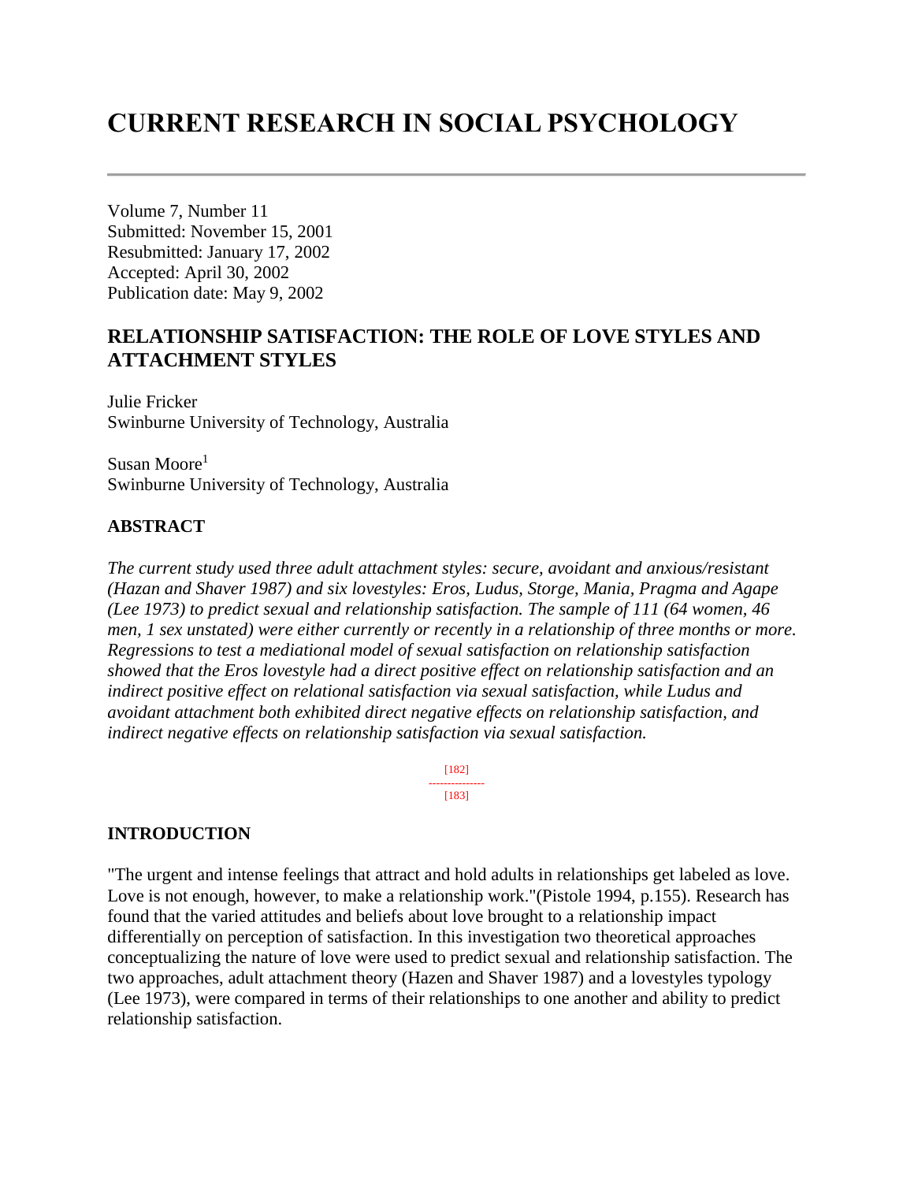# CURRENT RESEARCH IN SOCIAL PSYCHOLOGY

---

Volume 7, Number 11
Submitted: November 15, 2001
Resubmitted: January 17, 2002
Accepted: April 30, 2002
Publication date: May 9, 2002

## RELATIONSHIP SATISFACTION: THE ROLE OF LOVE STYLES AND ATTACHMENT STYLES

Julie Fricker
Swinburne University of Technology, Australia

Susan Moore[1]
Swinburne University of Technology, Australia

### ABSTRACT

*The current study used three adult attachment styles: secure, avoidant and anxious/resistant (Hazan and Shaver 1987) and six lovestyles: Eros, Ludus, Storge, Mania, Pragma and Agape (Lee 1973) to predict sexual and relationship satisfaction. The sample of 111 (64 women, 46 men, 1 sex unstated) were either currently or recently in a relationship of three months or more. Regressions to test a mediational model of sexual satisfaction on relationship satisfaction showed that the Eros lovestyle had a direct positive effect on relationship satisfaction and an indirect positive effect on relational satisfaction via sexual satisfaction, while Ludus and avoidant attachment both exhibited direct negative effects on relationship satisfaction, and indirect negative effects on relationship satisfaction via sexual satisfaction.*

### INTRODUCTION

"The urgent and intense feelings that attract and hold adults in relationships get labeled as love. Love is not enough, however, to make a relationship work."(Pistole 1994, p.155). Research has found that the varied attitudes and beliefs about love brought to a relationship impact differentially on perception of satisfaction. In this investigation two theoretical approaches conceptualizing the nature of love were used to predict sexual and relationship satisfaction. The two approaches, adult attachment theory (Hazen and Shaver 1987) and a lovestyles typology (Lee 1973), were compared in terms of their relationships to one another and ability to predict relationship satisfaction.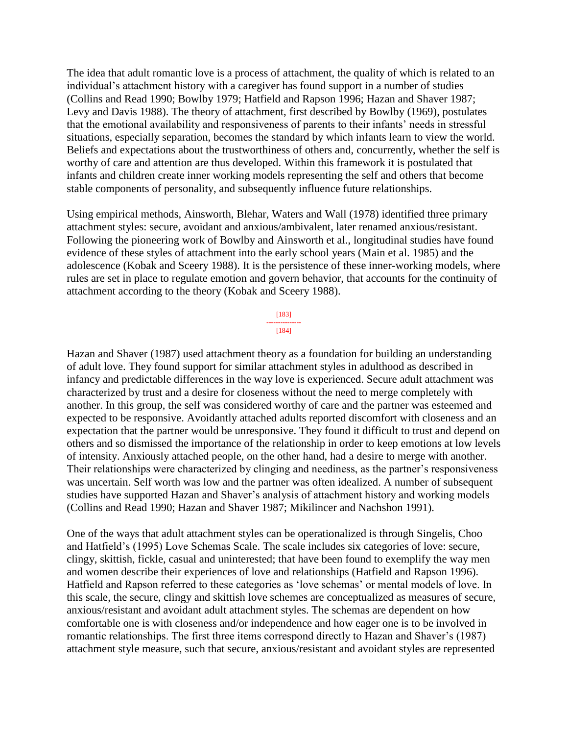The idea that adult romantic love is a process of attachment, the quality of which is related to an individual's attachment history with a caregiver has found support in a number of studies (Collins and Read 1990; Bowlby 1979; Hatfield and Rapson 1996; Hazan and Shaver 1987; Levy and Davis 1988). The theory of attachment, first described by Bowlby (1969), postulates that the emotional availability and responsiveness of parents to their infants' needs in stressful situations, especially separation, becomes the standard by which infants learn to view the world. Beliefs and expectations about the trustworthiness of others and, concurrently, whether the self is worthy of care and attention are thus developed. Within this framework it is postulated that infants and children create inner working models representing the self and others that become stable components of personality, and subsequently influence future relationships.

Using empirical methods, Ainsworth, Blehar, Waters and Wall (1978) identified three primary attachment styles: secure, avoidant and anxious/ambivalent, later renamed anxious/resistant. Following the pioneering work of Bowlby and Ainsworth et al., longitudinal studies have found evidence of these styles of attachment into the early school years (Main et al. 1985) and the adolescence (Kobak and Sceery 1988). It is the persistence of these inner-working models, where rules are set in place to regulate emotion and govern behavior, that accounts for the continuity of attachment according to the theory (Kobak and Sceery 1988).

Hazan and Shaver (1987) used attachment theory as a foundation for building an understanding of adult love. They found support for similar attachment styles in adulthood as described in infancy and predictable differences in the way love is experienced. Secure adult attachment was characterized by trust and a desire for closeness without the need to merge completely with another. In this group, the self was considered worthy of care and the partner was esteemed and expected to be responsive. Avoidantly attached adults reported discomfort with closeness and an expectation that the partner would be unresponsive. They found it difficult to trust and depend on others and so dismissed the importance of the relationship in order to keep emotions at low levels of intensity. Anxiously attached people, on the other hand, had a desire to merge with another. Their relationships were characterized by clinging and neediness, as the partner's responsiveness was uncertain. Self worth was low and the partner was often idealized. A number of subsequent studies have supported Hazan and Shaver's analysis of attachment history and working models (Collins and Read 1990; Hazan and Shaver 1987; Mikilincer and Nachshon 1991).

One of the ways that adult attachment styles can be operationalized is through Singelis, Choo and Hatfield's (1995) Love Schemas Scale. The scale includes six categories of love: secure, clingy, skittish, fickle, casual and uninterested; that have been found to exemplify the way men and women describe their experiences of love and relationships (Hatfield and Rapson 1996). Hatfield and Rapson referred to these categories as 'love schemas' or mental models of love. In this scale, the secure, clingy and skittish love schemes are conceptualized as measures of secure, anxious/resistant and avoidant adult attachment styles. The schemas are dependent on how comfortable one is with closeness and/or independence and how eager one is to be involved in romantic relationships. The first three items correspond directly to Hazan and Shaver's (1987) attachment style measure, such that secure, anxious/resistant and avoidant styles are represented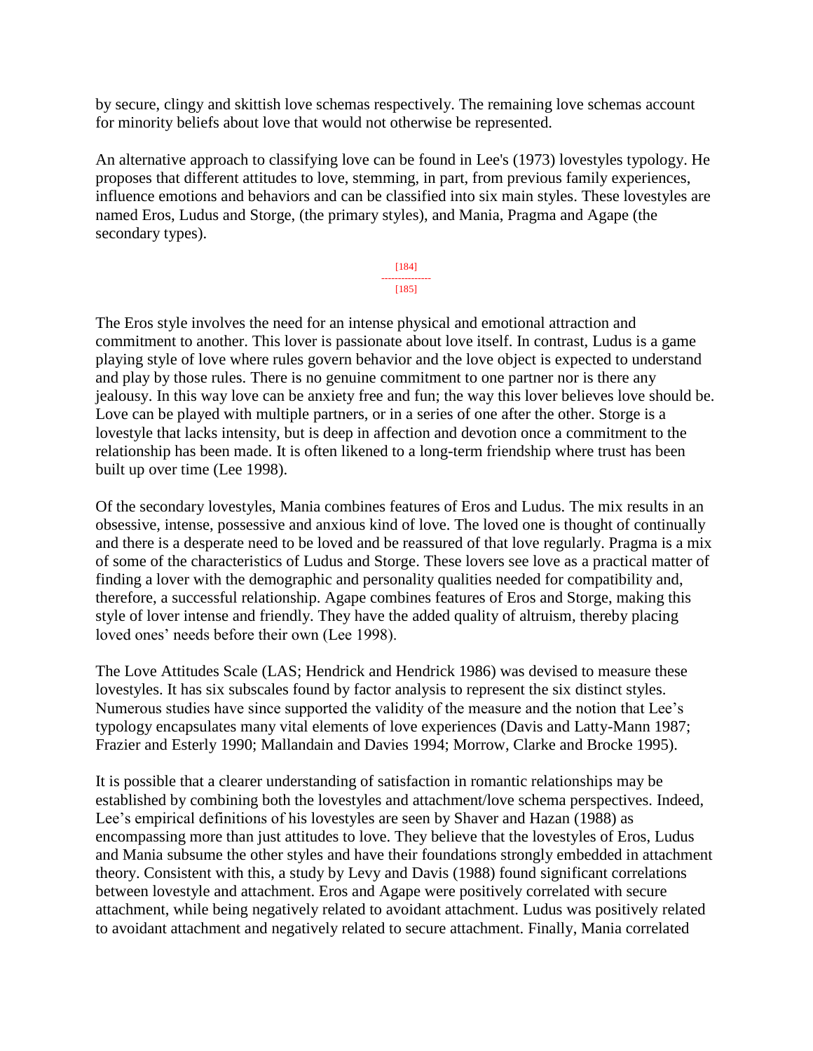by secure, clingy and skittish love schemas respectively. The remaining love schemas account for minority beliefs about love that would not otherwise be represented.

An alternative approach to classifying love can be found in Lee's (1973) lovestyles typology. He proposes that different attitudes to love, stemming, in part, from previous family experiences, influence emotions and behaviors and can be classified into six main styles. These lovestyles are named Eros, Ludus and Storge, (the primary styles), and Mania, Pragma and Agape (the secondary types).

The Eros style involves the need for an intense physical and emotional attraction and commitment to another. This lover is passionate about love itself. In contrast, Ludus is a game playing style of love where rules govern behavior and the love object is expected to understand and play by those rules. There is no genuine commitment to one partner nor is there any jealousy. In this way love can be anxiety free and fun; the way this lover believes love should be. Love can be played with multiple partners, or in a series of one after the other. Storge is a lovestyle that lacks intensity, but is deep in affection and devotion once a commitment to the relationship has been made. It is often likened to a long-term friendship where trust has been built up over time (Lee 1998).

Of the secondary lovestyles, Mania combines features of Eros and Ludus. The mix results in an obsessive, intense, possessive and anxious kind of love. The loved one is thought of continually and there is a desperate need to be loved and be reassured of that love regularly. Pragma is a mix of some of the characteristics of Ludus and Storge. These lovers see love as a practical matter of finding a lover with the demographic and personality qualities needed for compatibility and, therefore, a successful relationship. Agape combines features of Eros and Storge, making this style of lover intense and friendly. They have the added quality of altruism, thereby placing loved ones' needs before their own (Lee 1998).

The Love Attitudes Scale (LAS; Hendrick and Hendrick 1986) was devised to measure these lovestyles. It has six subscales found by factor analysis to represent the six distinct styles. Numerous studies have since supported the validity of the measure and the notion that Lee's typology encapsulates many vital elements of love experiences (Davis and Latty-Mann 1987; Frazier and Esterly 1990; Mallandain and Davies 1994; Morrow, Clarke and Brocke 1995).

It is possible that a clearer understanding of satisfaction in romantic relationships may be established by combining both the lovestyles and attachment/love schema perspectives. Indeed, Lee's empirical definitions of his lovestyles are seen by Shaver and Hazan (1988) as encompassing more than just attitudes to love. They believe that the lovestyles of Eros, Ludus and Mania subsume the other styles and have their foundations strongly embedded in attachment theory. Consistent with this, a study by Levy and Davis (1988) found significant correlations between lovestyle and attachment. Eros and Agape were positively correlated with secure attachment, while being negatively related to avoidant attachment. Ludus was positively related to avoidant attachment and negatively related to secure attachment. Finally, Mania correlated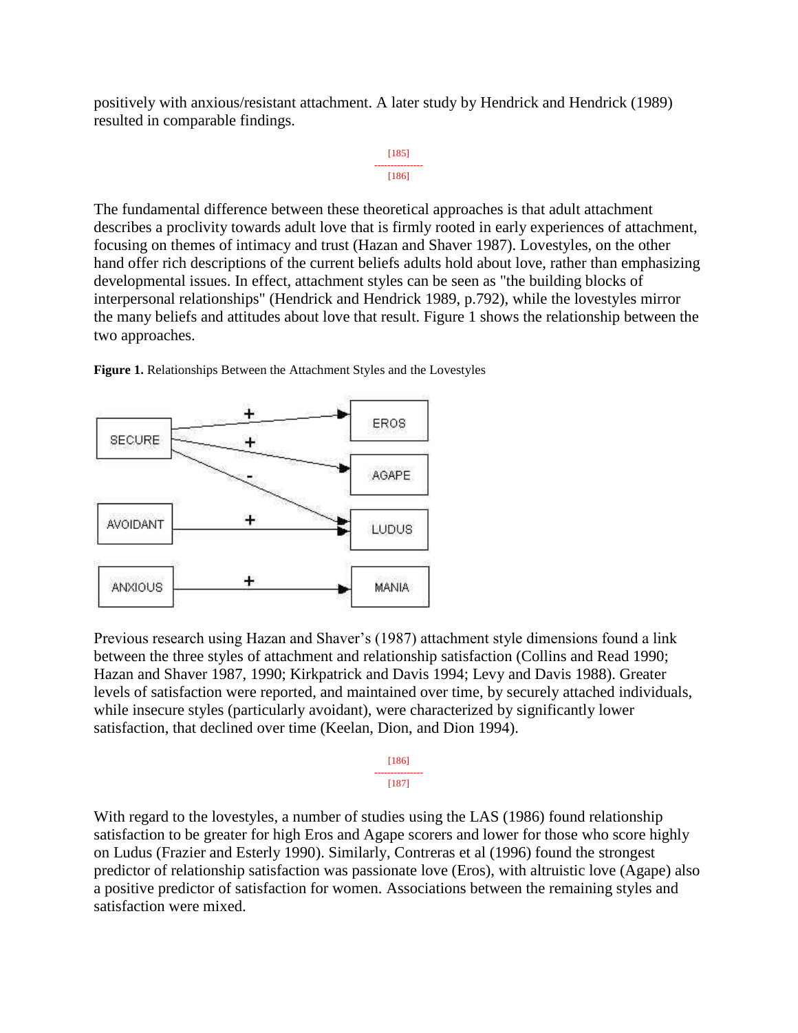positively with anxious/resistant attachment. A later study by Hendrick and Hendrick (1989) resulted in comparable findings.

The fundamental difference between these theoretical approaches is that adult attachment describes a proclivity towards adult love that is firmly rooted in early experiences of attachment, focusing on themes of intimacy and trust (Hazan and Shaver 1987). Lovestyles, on the other hand offer rich descriptions of the current beliefs adults hold about love, rather than emphasizing developmental issues. In effect, attachment styles can be seen as "the building blocks of interpersonal relationships" (Hendrick and Hendrick 1989, p.792), while the lovestyles mirror the many beliefs and attitudes about love that result. Figure 1 shows the relationship between the two approaches.

**Figure 1.** Relationships Between the Attachment Styles and the Lovestyles

Previous research using Hazan and Shaver's (1987) attachment style dimensions found a link between the three styles of attachment and relationship satisfaction (Collins and Read 1990; Hazan and Shaver 1987, 1990; Kirkpatrick and Davis 1994; Levy and Davis 1988). Greater levels of satisfaction were reported, and maintained over time, by securely attached individuals, while insecure styles (particularly avoidant), were characterized by significantly lower satisfaction, that declined over time (Keelan, Dion, and Dion 1994).

With regard to the lovestyles, a number of studies using the LAS (1986) found relationship satisfaction to be greater for high Eros and Agape scorers and lower for those who score highly on Ludus (Frazier and Esterly 1990). Similarly, Contreras et al (1996) found the strongest predictor of relationship satisfaction was passionate love (Eros), with altruistic love (Agape) also a positive predictor of satisfaction for women. Associations between the remaining styles and satisfaction were mixed.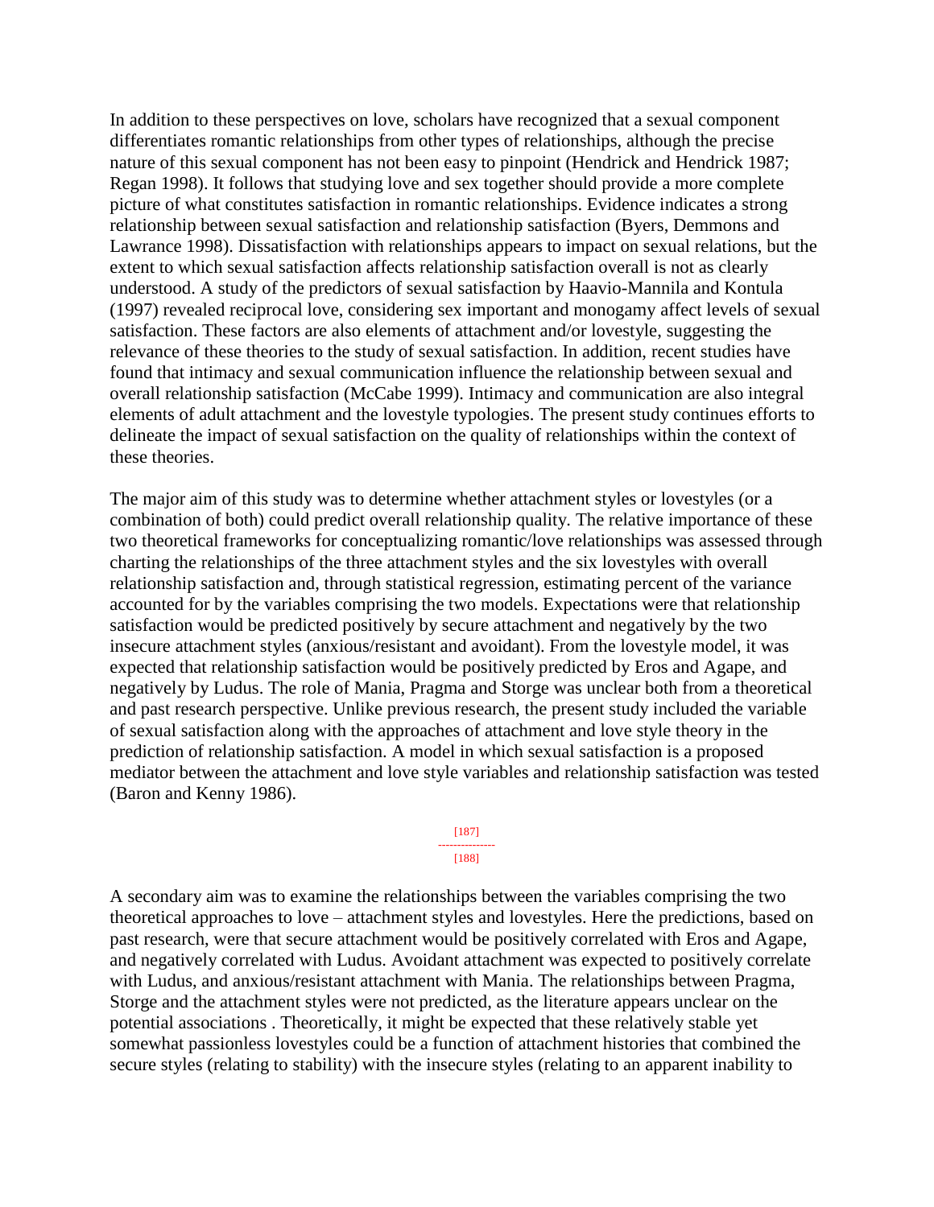In addition to these perspectives on love, scholars have recognized that a sexual component differentiates romantic relationships from other types of relationships, although the precise nature of this sexual component has not been easy to pinpoint (Hendrick and Hendrick 1987; Regan 1998). It follows that studying love and sex together should provide a more complete picture of what constitutes satisfaction in romantic relationships. Evidence indicates a strong relationship between sexual satisfaction and relationship satisfaction (Byers, Demmons and Lawrance 1998). Dissatisfaction with relationships appears to impact on sexual relations, but the extent to which sexual satisfaction affects relationship satisfaction overall is not as clearly understood. A study of the predictors of sexual satisfaction by Haavio-Mannila and Kontula (1997) revealed reciprocal love, considering sex important and monogamy affect levels of sexual satisfaction. These factors are also elements of attachment and/or lovestyle, suggesting the relevance of these theories to the study of sexual satisfaction. In addition, recent studies have found that intimacy and sexual communication influence the relationship between sexual and overall relationship satisfaction (McCabe 1999). Intimacy and communication are also integral elements of adult attachment and the lovestyle typologies. The present study continues efforts to delineate the impact of sexual satisfaction on the quality of relationships within the context of these theories.

The major aim of this study was to determine whether attachment styles or lovestyles (or a combination of both) could predict overall relationship quality. The relative importance of these two theoretical frameworks for conceptualizing romantic/love relationships was assessed through charting the relationships of the three attachment styles and the six lovestyles with overall relationship satisfaction and, through statistical regression, estimating percent of the variance accounted for by the variables comprising the two models. Expectations were that relationship satisfaction would be predicted positively by secure attachment and negatively by the two insecure attachment styles (anxious/resistant and avoidant). From the lovestyle model, it was expected that relationship satisfaction would be positively predicted by Eros and Agape, and negatively by Ludus. The role of Mania, Pragma and Storge was unclear both from a theoretical and past research perspective. Unlike previous research, the present study included the variable of sexual satisfaction along with the approaches of attachment and love style theory in the prediction of relationship satisfaction. A model in which sexual satisfaction is a proposed mediator between the attachment and love style variables and relationship satisfaction was tested (Baron and Kenny 1986).

A secondary aim was to examine the relationships between the variables comprising the two theoretical approaches to love – attachment styles and lovestyles. Here the predictions, based on past research, were that secure attachment would be positively correlated with Eros and Agape, and negatively correlated with Ludus. Avoidant attachment was expected to positively correlate with Ludus, and anxious/resistant attachment with Mania. The relationships between Pragma, Storge and the attachment styles were not predicted, as the literature appears unclear on the potential associations . Theoretically, it might be expected that these relatively stable yet somewhat passionless lovestyles could be a function of attachment histories that combined the secure styles (relating to stability) with the insecure styles (relating to an apparent inability to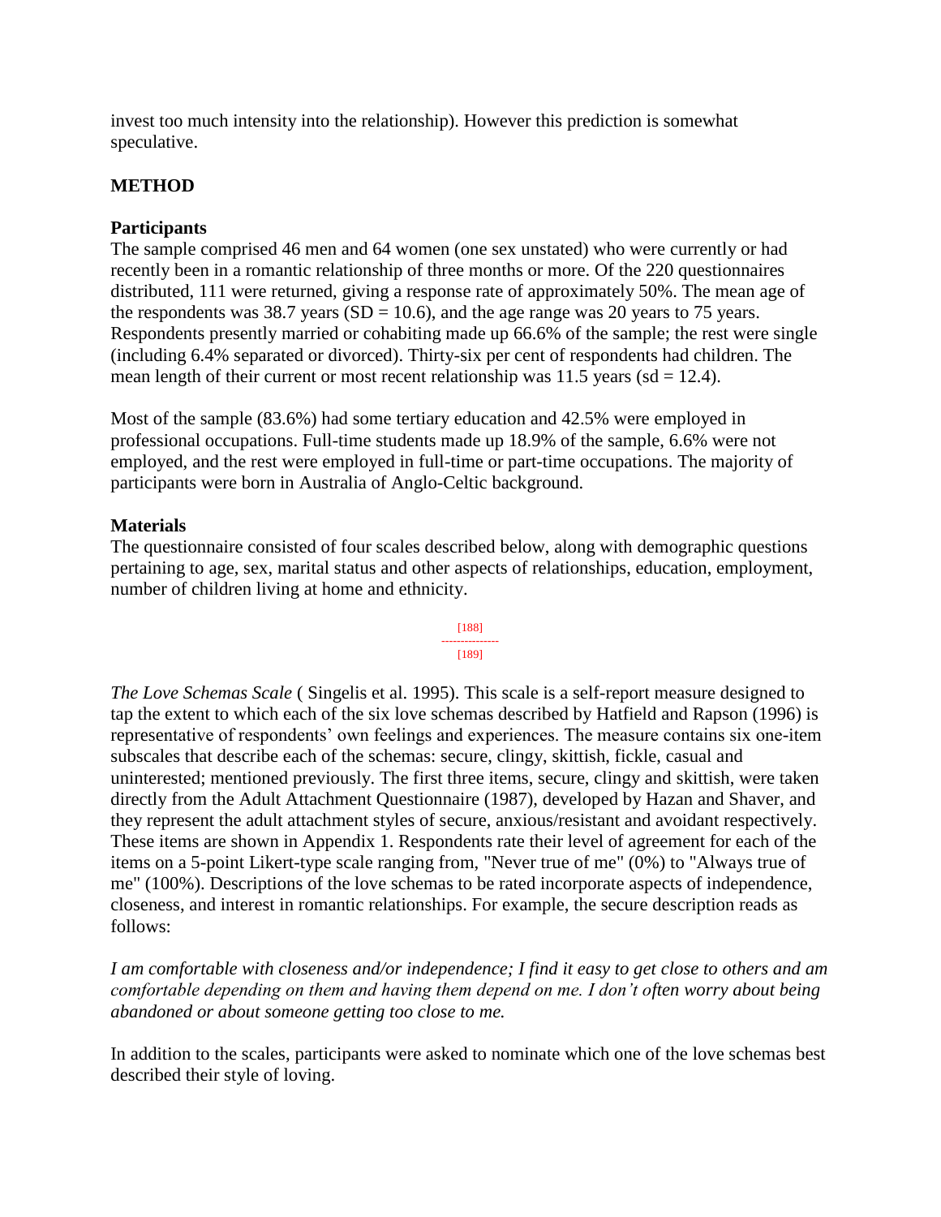invest too much intensity into the relationship). However this prediction is somewhat speculative.

## METHOD

### Participants

The sample comprised 46 men and 64 women (one sex unstated) who were currently or had recently been in a romantic relationship of three months or more. Of the 220 questionnaires distributed, 111 were returned, giving a response rate of approximately 50%. The mean age of the respondents was 38.7 years (SD = 10.6), and the age range was 20 years to 75 years. Respondents presently married or cohabiting made up 66.6% of the sample; the rest were single (including 6.4% separated or divorced). Thirty-six per cent of respondents had children. The mean length of their current or most recent relationship was 11.5 years (sd = 12.4).

Most of the sample (83.6%) had some tertiary education and 42.5% were employed in professional occupations. Full-time students made up 18.9% of the sample, 6.6% were not employed, and the rest were employed in full-time or part-time occupations. The majority of participants were born in Australia of Anglo-Celtic background.

### Materials

The questionnaire consisted of four scales described below, along with demographic questions pertaining to age, sex, marital status and other aspects of relationships, education, employment, number of children living at home and ethnicity.

*The Love Schemas Scale* ( Singelis et al. 1995). This scale is a self-report measure designed to tap the extent to which each of the six love schemas described by Hatfield and Rapson (1996) is representative of respondents' own feelings and experiences. The measure contains six one-item subscales that describe each of the schemas: secure, clingy, skittish, fickle, casual and uninterested; mentioned previously. The first three items, secure, clingy and skittish, were taken directly from the Adult Attachment Questionnaire (1987), developed by Hazan and Shaver, and they represent the adult attachment styles of secure, anxious/resistant and avoidant respectively. These items are shown in Appendix 1. Respondents rate their level of agreement for each of the items on a 5-point Likert-type scale ranging from, "Never true of me" (0%) to "Always true of me" (100%). Descriptions of the love schemas to be rated incorporate aspects of independence, closeness, and interest in romantic relationships. For example, the secure description reads as follows:

*I am comfortable with closeness and/or independence; I find it easy to get close to others and am comfortable depending on them and having them depend on me. I don't often worry about being abandoned or about someone getting too close to me.*

In addition to the scales, participants were asked to nominate which one of the love schemas best described their style of loving.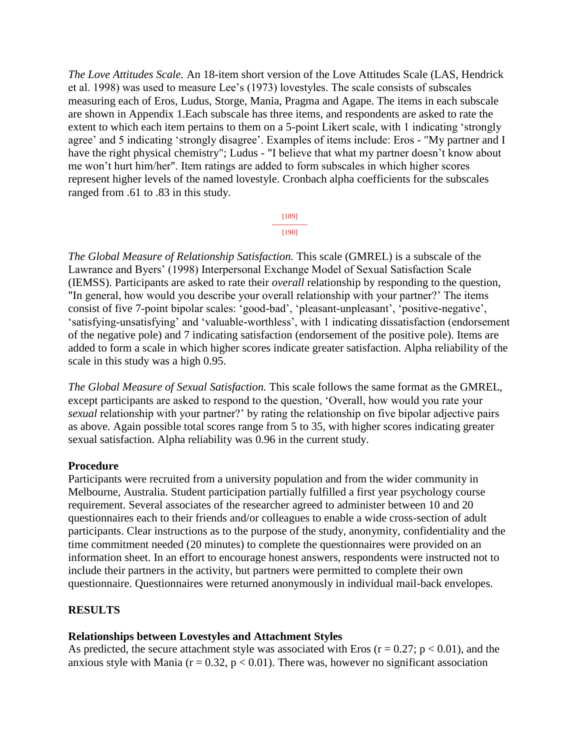*The Love Attitudes Scale.* An 18-item short version of the Love Attitudes Scale (LAS, Hendrick et al. 1998) was used to measure Lee's (1973) lovestyles. The scale consists of subscales measuring each of Eros, Ludus, Storge, Mania, Pragma and Agape. The items in each subscale are shown in Appendix 1.Each subscale has three items, and respondents are asked to rate the extent to which each item pertains to them on a 5-point Likert scale, with 1 indicating 'strongly agree' and 5 indicating 'strongly disagree'. Examples of items include: Eros - "My partner and I have the right physical chemistry"; Ludus - "I believe that what my partner doesn't know about me won't hurt him/her". Item ratings are added to form subscales in which higher scores represent higher levels of the named lovestyle. Cronbach alpha coefficients for the subscales ranged from .61 to .83 in this study.

*The Global Measure of Relationship Satisfaction.* This scale (GMREL) is a subscale of the Lawrance and Byers' (1998) Interpersonal Exchange Model of Sexual Satisfaction Scale (IEMSS). Participants are asked to rate their *overall* relationship by responding to the question, "In general, how would you describe your overall relationship with your partner?' The items consist of five 7-point bipolar scales: 'good-bad', 'pleasant-unpleasant', 'positive-negative', 'satisfying-unsatisfying' and 'valuable-worthless', with 1 indicating dissatisfaction (endorsement of the negative pole) and 7 indicating satisfaction (endorsement of the positive pole). Items are added to form a scale in which higher scores indicate greater satisfaction. Alpha reliability of the scale in this study was a high 0.95.

*The Global Measure of Sexual Satisfaction.* This scale follows the same format as the GMREL, except participants are asked to respond to the question, 'Overall, how would you rate your *sexual* relationship with your partner?' by rating the relationship on five bipolar adjective pairs as above. Again possible total scores range from 5 to 35, with higher scores indicating greater sexual satisfaction. Alpha reliability was 0.96 in the current study.

### Procedure

Participants were recruited from a university population and from the wider community in Melbourne, Australia. Student participation partially fulfilled a first year psychology course requirement. Several associates of the researcher agreed to administer between 10 and 20 questionnaires each to their friends and/or colleagues to enable a wide cross-section of adult participants. Clear instructions as to the purpose of the study, anonymity, confidentiality and the time commitment needed (20 minutes) to complete the questionnaires were provided on an information sheet. In an effort to encourage honest answers, respondents were instructed not to include their partners in the activity, but partners were permitted to complete their own questionnaire. Questionnaires were returned anonymously in individual mail-back envelopes.

## RESULTS

### Relationships between Lovestyles and Attachment Styles

As predicted, the secure attachment style was associated with Eros ($r = 0.27$; $p < 0.01$), and the anxious style with Mania ($r = 0.32$, $p < 0.01$). There was, however no significant association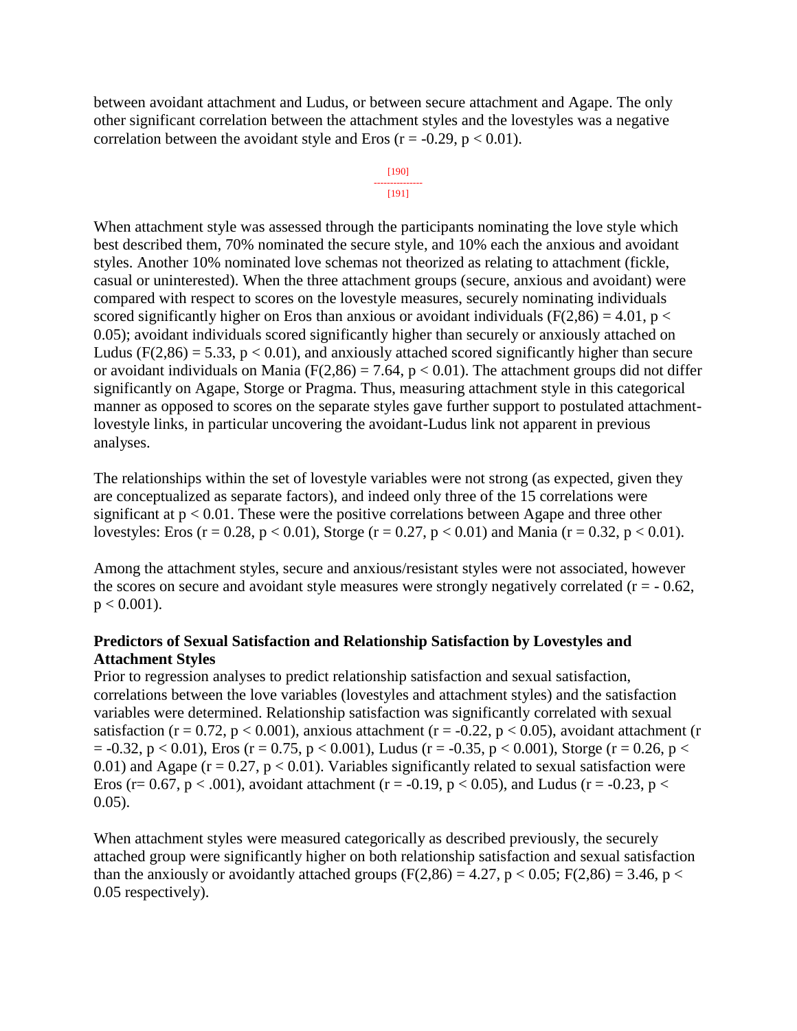between avoidant attachment and Ludus, or between secure attachment and Agape. The only other significant correlation between the attachment styles and the lovestyles was a negative correlation between the avoidant style and Eros ($r = -0.29$, $p < 0.01$).

When attachment style was assessed through the participants nominating the love style which best described them, 70% nominated the secure style, and 10% each the anxious and avoidant styles. Another 10% nominated love schemas not theorized as relating to attachment (fickle, casual or uninterested). When the three attachment groups (secure, anxious and avoidant) were compared with respect to scores on the lovestyle measures, securely nominating individuals scored significantly higher on Eros than anxious or avoidant individuals ($F(2,86) = 4.01$, $p < 0.05$); avoidant individuals scored significantly higher than securely or anxiously attached on Ludus ($F(2,86) = 5.33$, $p < 0.01$), and anxiously attached scored significantly higher than secure or avoidant individuals on Mania ($F(2,86) = 7.64$, $p < 0.01$). The attachment groups did not differ significantly on Agape, Storge or Pragma. Thus, measuring attachment style in this categorical manner as opposed to scores on the separate styles gave further support to postulated attachment-lovestyle links, in particular uncovering the avoidant-Ludus link not apparent in previous analyses.

The relationships within the set of lovestyle variables were not strong (as expected, given they are conceptualized as separate factors), and indeed only three of the 15 correlations were significant at $p < 0.01$. These were the positive correlations between Agape and three other lovestyles: Eros ($r = 0.28$, $p < 0.01$), Storge ($r = 0.27$, $p < 0.01$) and Mania ($r = 0.32$, $p < 0.01$).

Among the attachment styles, secure and anxious/resistant styles were not associated, however the scores on secure and avoidant style measures were strongly negatively correlated ($r = -0.62$, $p < 0.001$).

**Predictors of Sexual Satisfaction and Relationship Satisfaction by Lovestyles and Attachment Styles**

Prior to regression analyses to predict relationship satisfaction and sexual satisfaction, correlations between the love variables (lovestyles and attachment styles) and the satisfaction variables were determined. Relationship satisfaction was significantly correlated with sexual satisfaction ($r = 0.72$, $p < 0.001$), anxious attachment ($r = -0.22$, $p < 0.05$), avoidant attachment ($r = -0.32$, $p < 0.01$), Eros ($r = 0.75$, $p < 0.001$), Ludus ($r = -0.35$, $p < 0.001$), Storge ($r = 0.26$, $p < 0.01$) and Agape ($r = 0.27$, $p < 0.01$). Variables significantly related to sexual satisfaction were Eros ($r = 0.67$, $p < .001$), avoidant attachment ($r = -0.19$, $p < 0.05$), and Ludus ($r = -0.23$, $p < 0.05$).

When attachment styles were measured categorically as described previously, the securely attached group were significantly higher on both relationship satisfaction and sexual satisfaction than the anxiously or avoidantly attached groups ($F(2,86) = 4.27$, $p < 0.05$; $F(2,86) = 3.46$, $p < 0.05$ respectively).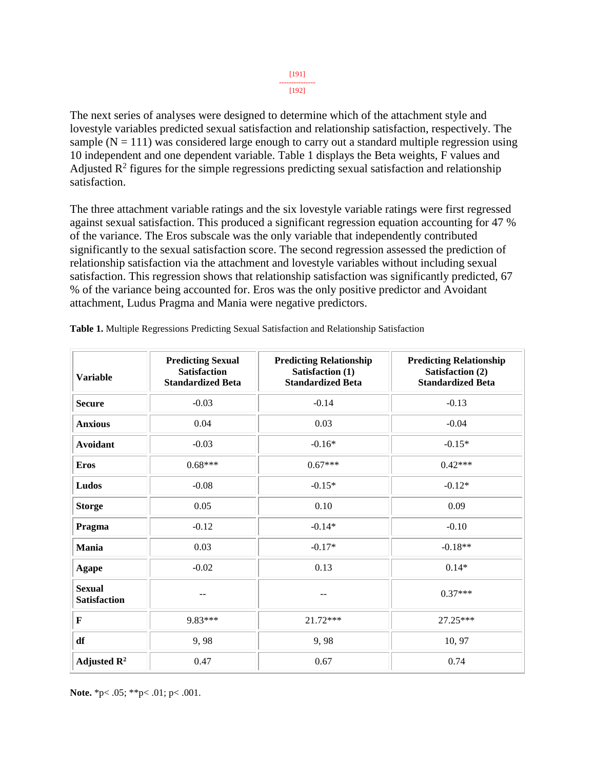The next series of analyses were designed to determine which of the attachment style and lovestyle variables predicted sexual satisfaction and relationship satisfaction, respectively. The sample (N = 111) was considered large enough to carry out a standard multiple regression using 10 independent and one dependent variable. Table 1 displays the Beta weights, F values and Adjusted $R^2$ figures for the simple regressions predicting sexual satisfaction and relationship satisfaction.

The three attachment variable ratings and the six lovestyle variable ratings were first regressed against sexual satisfaction. This produced a significant regression equation accounting for 47 % of the variance. The Eros subscale was the only variable that independently contributed significantly to the sexual satisfaction score. The second regression assessed the prediction of relationship satisfaction via the attachment and lovestyle variables without including sexual satisfaction. This regression shows that relationship satisfaction was significantly predicted, 67 % of the variance being accounted for. Eros was the only positive predictor and Avoidant attachment, Ludus Pragma and Mania were negative predictors.

**Table 1.** Multiple Regressions Predicting Sexual Satisfaction and Relationship Satisfaction

| Variable | Predicting Sexual Satisfaction Standardized Beta | Predicting Relationship Satisfaction (1) Standardized Beta | Predicting Relationship Satisfaction (2) Standardized Beta |
|---|---|---|---|
| **Secure** | -0.03 | -0.14 | -0.13 |
| **Anxious** | 0.04 | 0.03 | -0.04 |
| **Avoidant** | -0.03 | -0.16* | -0.15* |
| **Eros** | 0.68*** | 0.67*** | 0.42*** |
| **Ludos** | -0.08 | -0.15* | -0.12* |
| **Storge** | 0.05 | 0.10 | 0.09 |
| **Pragma** | -0.12 | -0.14* | -0.10 |
| **Mania** | 0.03 | -0.17* | -0.18** |
| **Agape** | -0.02 | 0.13 | 0.14* |
| **Sexual Satisfaction** | -- | -- | 0.37*** |
| **F** | 9.83*** | 21.72*** | 27.25*** |
| **df** | 9, 98 | 9, 98 | 10, 97 |
| **Adjusted $R^2$** | 0.47 | 0.67 | 0.74 |

**Note.** *p< .05; **p< .01; p< .001.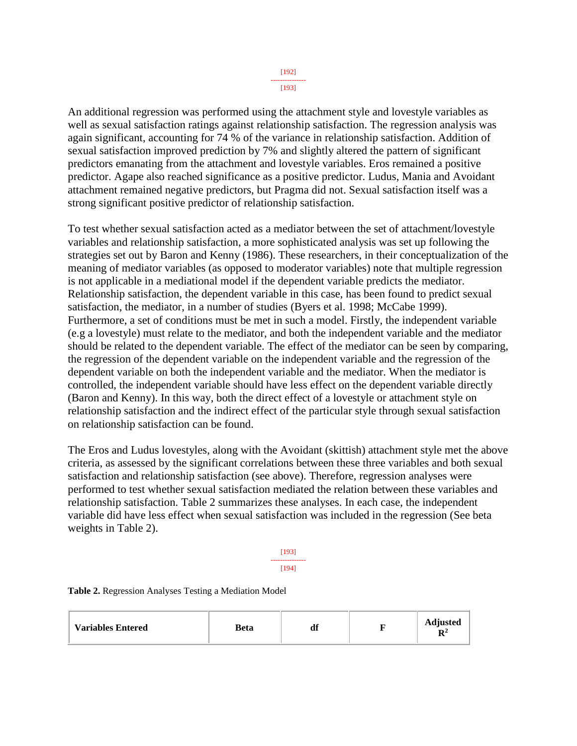An additional regression was performed using the attachment style and lovestyle variables as well as sexual satisfaction ratings against relationship satisfaction. The regression analysis was again significant, accounting for 74 % of the variance in relationship satisfaction. Addition of sexual satisfaction improved prediction by 7% and slightly altered the pattern of significant predictors emanating from the attachment and lovestyle variables. Eros remained a positive predictor. Agape also reached significance as a positive predictor. Ludus, Mania and Avoidant attachment remained negative predictors, but Pragma did not. Sexual satisfaction itself was a strong significant positive predictor of relationship satisfaction.

To test whether sexual satisfaction acted as a mediator between the set of attachment/lovestyle variables and relationship satisfaction, a more sophisticated analysis was set up following the strategies set out by Baron and Kenny (1986). These researchers, in their conceptualization of the meaning of mediator variables (as opposed to moderator variables) note that multiple regression is not applicable in a mediational model if the dependent variable predicts the mediator. Relationship satisfaction, the dependent variable in this case, has been found to predict sexual satisfaction, the mediator, in a number of studies (Byers et al. 1998; McCabe 1999). Furthermore, a set of conditions must be met in such a model. Firstly, the independent variable (e.g a lovestyle) must relate to the mediator, and both the independent variable and the mediator should be related to the dependent variable. The effect of the mediator can be seen by comparing, the regression of the dependent variable on the independent variable and the regression of the dependent variable on both the independent variable and the mediator. When the mediator is controlled, the independent variable should have less effect on the dependent variable directly (Baron and Kenny). In this way, both the direct effect of a lovestyle or attachment style on relationship satisfaction and the indirect effect of the particular style through sexual satisfaction on relationship satisfaction can be found.

The Eros and Ludus lovestyles, along with the Avoidant (skittish) attachment style met the above criteria, as assessed by the significant correlations between these three variables and both sexual satisfaction and relationship satisfaction (see above). Therefore, regression analyses were performed to test whether sexual satisfaction mediated the relation between these variables and relationship satisfaction. Table 2 summarizes these analyses. In each case, the independent variable did have less effect when sexual satisfaction was included in the regression (See beta weights in Table 2).

**Table 2.** Regression Analyses Testing a Mediation Model

| **Variables Entered** | **Beta** | **df** | **F** | **Adjusted $R^2$** |
|---|---|---|---|---|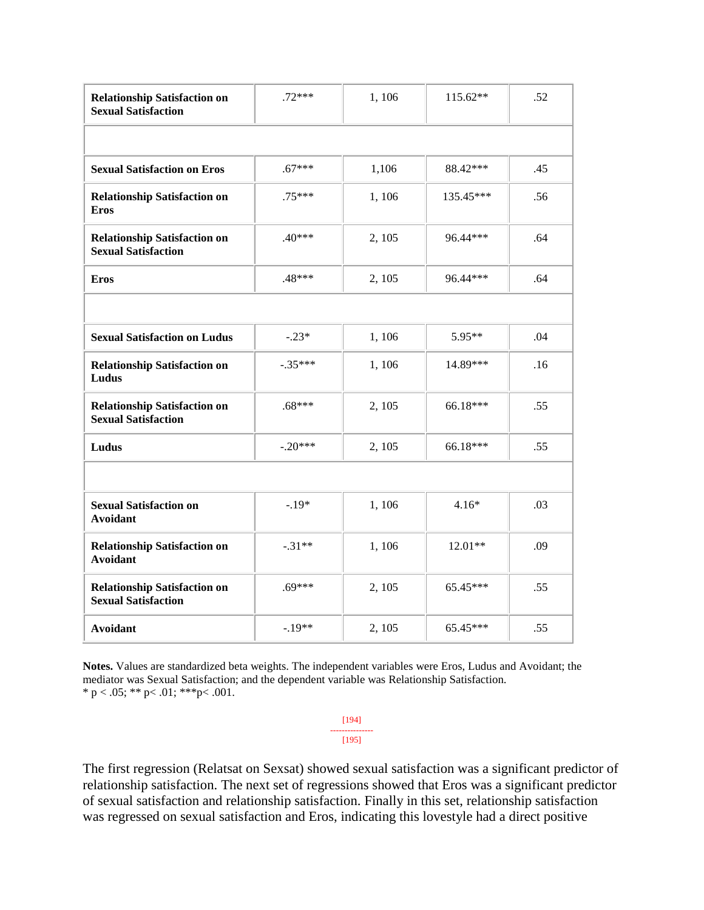| | | | | |
|---|---|---|---|---|
| **Relationship Satisfaction on Sexual Satisfaction** | .72*** | 1, 106 | 115.62** | .52 |
| | | | | |
| **Sexual Satisfaction on Eros** | .67*** | 1,106 | 88.42*** | .45 |
| **Relationship Satisfaction on Eros** | .75*** | 1, 106 | 135.45*** | .56 |
| **Relationship Satisfaction on Sexual Satisfaction** | .40*** | 2, 105 | 96.44*** | .64 |
| **Eros** | .48*** | 2, 105 | 96.44*** | .64 |
| | | | | |
| **Sexual Satisfaction on Ludus** | -.23* | 1, 106 | 5.95** | .04 |
| **Relationship Satisfaction on Ludus** | -.35*** | 1, 106 | 14.89*** | .16 |
| **Relationship Satisfaction on Sexual Satisfaction** | .68*** | 2, 105 | 66.18*** | .55 |
| **Ludus** | -.20*** | 2, 105 | 66.18*** | .55 |
| | | | | |
| **Sexual Satisfaction on Avoidant** | -.19* | 1, 106 | 4.16* | .03 |
| **Relationship Satisfaction on Avoidant** | -.31** | 1, 106 | 12.01** | .09 |
| **Relationship Satisfaction on Sexual Satisfaction** | .69*** | 2, 105 | 65.45*** | .55 |
| **Avoidant** | -.19** | 2, 105 | 65.45*** | .55 |

**Notes.** Values are standardized beta weights. The independent variables were Eros, Ludus and Avoidant; the mediator was Sexual Satisfaction; and the dependent variable was Relationship Satisfaction.
* $p < .05$; ** $p < .01$; *** $p < .001$.

[194]
---------------
[195]

The first regression (Relatsat on Sexsat) showed sexual satisfaction was a significant predictor of relationship satisfaction. The next set of regressions showed that Eros was a significant predictor of sexual satisfaction and relationship satisfaction. Finally in this set, relationship satisfaction was regressed on sexual satisfaction and Eros, indicating this lovestyle had a direct positive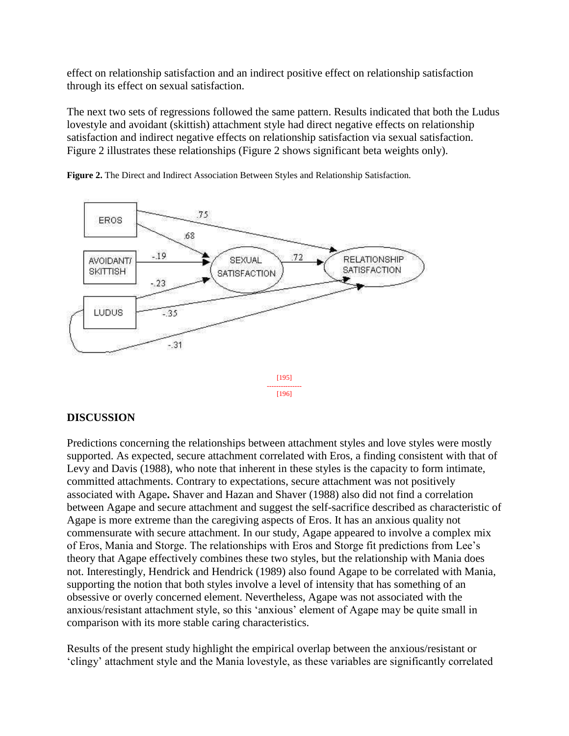effect on relationship satisfaction and an indirect positive effect on relationship satisfaction through its effect on sexual satisfaction.

The next two sets of regressions followed the same pattern. Results indicated that both the Ludus lovestyle and avoidant (skittish) attachment style had direct negative effects on relationship satisfaction and indirect negative effects on relationship satisfaction via sexual satisfaction. Figure 2 illustrates these relationships (Figure 2 shows significant beta weights only).

**Figure 2.** The Direct and Indirect Association Between Styles and Relationship Satisfaction.

## DISCUSSION

Predictions concerning the relationships between attachment styles and love styles were mostly supported. As expected, secure attachment correlated with Eros, a finding consistent with that of Levy and Davis (1988), who note that inherent in these styles is the capacity to form intimate, committed attachments. Contrary to expectations, secure attachment was not positively associated with Agape**.** Shaver and Hazan and Shaver (1988) also did not find a correlation between Agape and secure attachment and suggest the self-sacrifice described as characteristic of Agape is more extreme than the caregiving aspects of Eros. It has an anxious quality not commensurate with secure attachment. In our study, Agape appeared to involve a complex mix of Eros, Mania and Storge. The relationships with Eros and Storge fit predictions from Lee's theory that Agape effectively combines these two styles, but the relationship with Mania does not. Interestingly, Hendrick and Hendrick (1989) also found Agape to be correlated with Mania, supporting the notion that both styles involve a level of intensity that has something of an obsessive or overly concerned element. Nevertheless, Agape was not associated with the anxious/resistant attachment style, so this 'anxious' element of Agape may be quite small in comparison with its more stable caring characteristics.

Results of the present study highlight the empirical overlap between the anxious/resistant or 'clingy' attachment style and the Mania lovestyle, as these variables are significantly correlated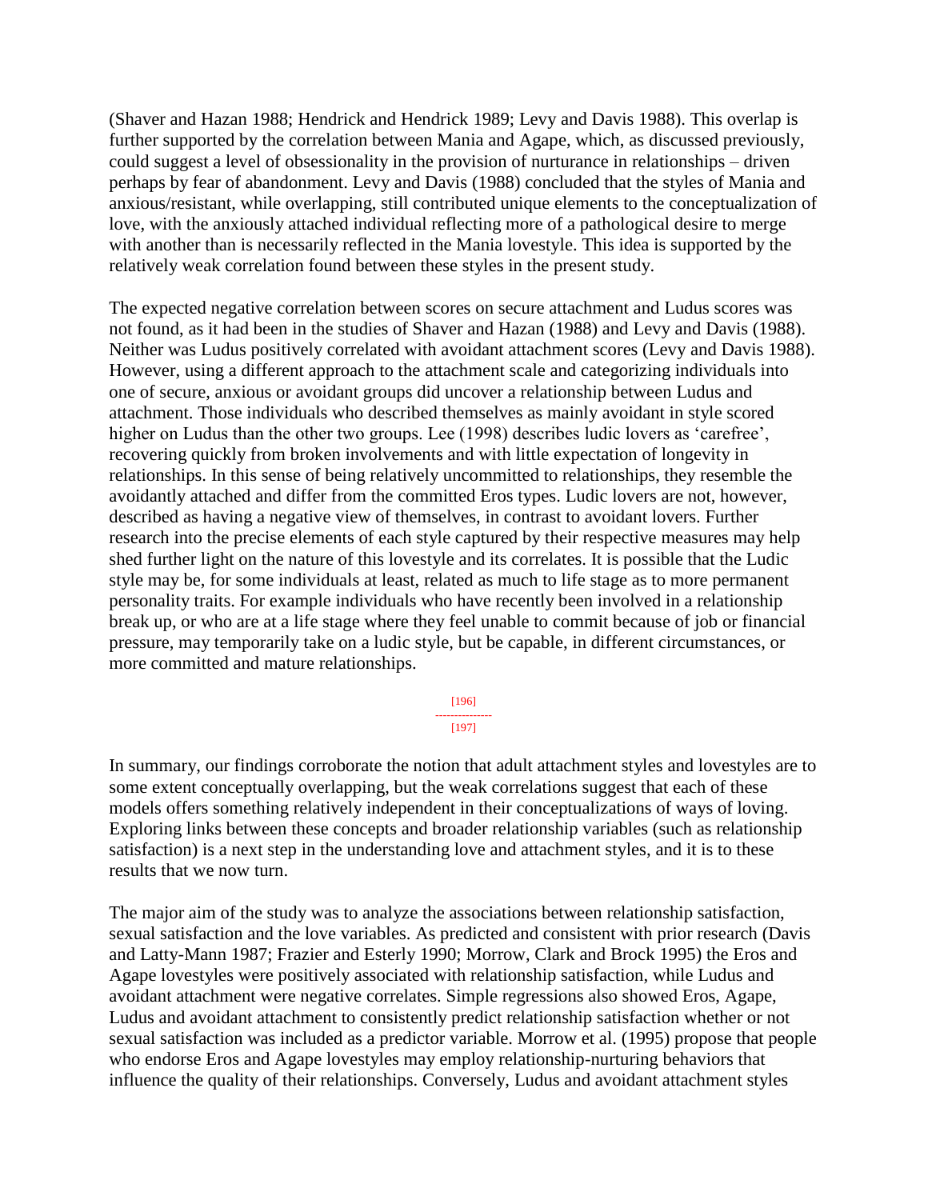(Shaver and Hazan 1988; Hendrick and Hendrick 1989; Levy and Davis 1988). This overlap is further supported by the correlation between Mania and Agape, which, as discussed previously, could suggest a level of obsessionality in the provision of nurturance in relationships – driven perhaps by fear of abandonment. Levy and Davis (1988) concluded that the styles of Mania and anxious/resistant, while overlapping, still contributed unique elements to the conceptualization of love, with the anxiously attached individual reflecting more of a pathological desire to merge with another than is necessarily reflected in the Mania lovestyle. This idea is supported by the relatively weak correlation found between these styles in the present study.

The expected negative correlation between scores on secure attachment and Ludus scores was not found, as it had been in the studies of Shaver and Hazan (1988) and Levy and Davis (1988). Neither was Ludus positively correlated with avoidant attachment scores (Levy and Davis 1988). However, using a different approach to the attachment scale and categorizing individuals into one of secure, anxious or avoidant groups did uncover a relationship between Ludus and attachment. Those individuals who described themselves as mainly avoidant in style scored higher on Ludus than the other two groups. Lee (1998) describes ludic lovers as 'carefree', recovering quickly from broken involvements and with little expectation of longevity in relationships. In this sense of being relatively uncommitted to relationships, they resemble the avoidantly attached and differ from the committed Eros types. Ludic lovers are not, however, described as having a negative view of themselves, in contrast to avoidant lovers. Further research into the precise elements of each style captured by their respective measures may help shed further light on the nature of this lovestyle and its correlates. It is possible that the Ludic style may be, for some individuals at least, related as much to life stage as to more permanent personality traits. For example individuals who have recently been involved in a relationship break up, or who are at a life stage where they feel unable to commit because of job or financial pressure, may temporarily take on a ludic style, but be capable, in different circumstances, or more committed and mature relationships.

In summary, our findings corroborate the notion that adult attachment styles and lovestyles are to some extent conceptually overlapping, but the weak correlations suggest that each of these models offers something relatively independent in their conceptualizations of ways of loving. Exploring links between these concepts and broader relationship variables (such as relationship satisfaction) is a next step in the understanding love and attachment styles, and it is to these results that we now turn.

The major aim of the study was to analyze the associations between relationship satisfaction, sexual satisfaction and the love variables. As predicted and consistent with prior research (Davis and Latty-Mann 1987; Frazier and Esterly 1990; Morrow, Clark and Brock 1995) the Eros and Agape lovestyles were positively associated with relationship satisfaction, while Ludus and avoidant attachment were negative correlates. Simple regressions also showed Eros, Agape, Ludus and avoidant attachment to consistently predict relationship satisfaction whether or not sexual satisfaction was included as a predictor variable. Morrow et al. (1995) propose that people who endorse Eros and Agape lovestyles may employ relationship-nurturing behaviors that influence the quality of their relationships. Conversely, Ludus and avoidant attachment styles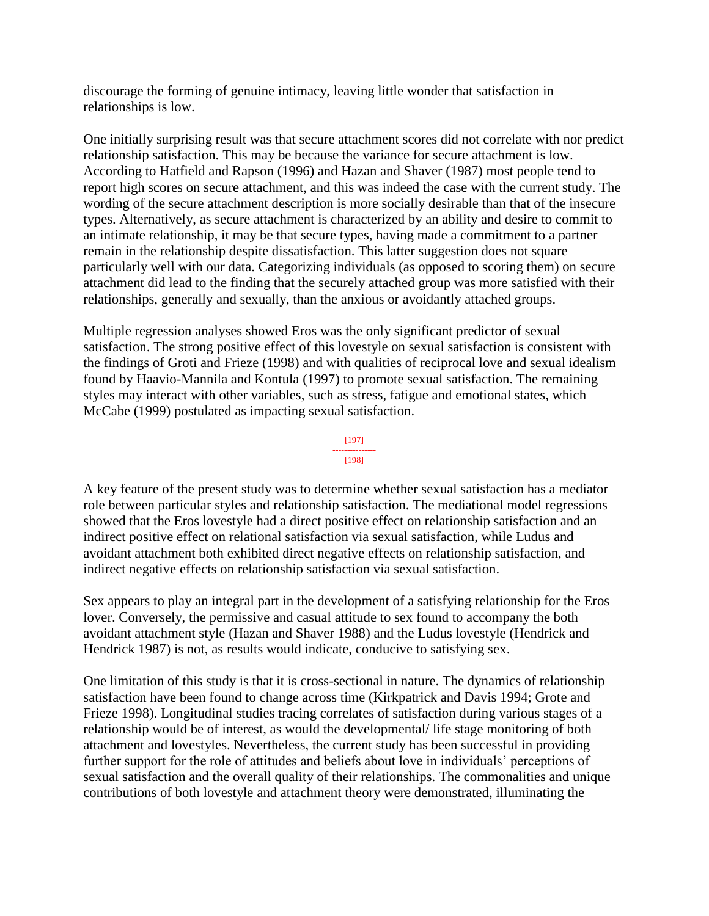discourage the forming of genuine intimacy, leaving little wonder that satisfaction in relationships is low.

One initially surprising result was that secure attachment scores did not correlate with nor predict relationship satisfaction. This may be because the variance for secure attachment is low. According to Hatfield and Rapson (1996) and Hazan and Shaver (1987) most people tend to report high scores on secure attachment, and this was indeed the case with the current study. The wording of the secure attachment description is more socially desirable than that of the insecure types. Alternatively, as secure attachment is characterized by an ability and desire to commit to an intimate relationship, it may be that secure types, having made a commitment to a partner remain in the relationship despite dissatisfaction. This latter suggestion does not square particularly well with our data. Categorizing individuals (as opposed to scoring them) on secure attachment did lead to the finding that the securely attached group was more satisfied with their relationships, generally and sexually, than the anxious or avoidantly attached groups.

Multiple regression analyses showed Eros was the only significant predictor of sexual satisfaction. The strong positive effect of this lovestyle on sexual satisfaction is consistent with the findings of Groti and Frieze (1998) and with qualities of reciprocal love and sexual idealism found by Haavio-Mannila and Kontula (1997) to promote sexual satisfaction. The remaining styles may interact with other variables, such as stress, fatigue and emotional states, which McCabe (1999) postulated as impacting sexual satisfaction.

A key feature of the present study was to determine whether sexual satisfaction has a mediator role between particular styles and relationship satisfaction. The mediational model regressions showed that the Eros lovestyle had a direct positive effect on relationship satisfaction and an indirect positive effect on relational satisfaction via sexual satisfaction, while Ludus and avoidant attachment both exhibited direct negative effects on relationship satisfaction, and indirect negative effects on relationship satisfaction via sexual satisfaction.

Sex appears to play an integral part in the development of a satisfying relationship for the Eros lover. Conversely, the permissive and casual attitude to sex found to accompany the both avoidant attachment style (Hazan and Shaver 1988) and the Ludus lovestyle (Hendrick and Hendrick 1987) is not, as results would indicate, conducive to satisfying sex.

One limitation of this study is that it is cross-sectional in nature. The dynamics of relationship satisfaction have been found to change across time (Kirkpatrick and Davis 1994; Grote and Frieze 1998). Longitudinal studies tracing correlates of satisfaction during various stages of a relationship would be of interest, as would the developmental/ life stage monitoring of both attachment and lovestyles. Nevertheless, the current study has been successful in providing further support for the role of attitudes and beliefs about love in individuals' perceptions of sexual satisfaction and the overall quality of their relationships. The commonalities and unique contributions of both lovestyle and attachment theory were demonstrated, illuminating the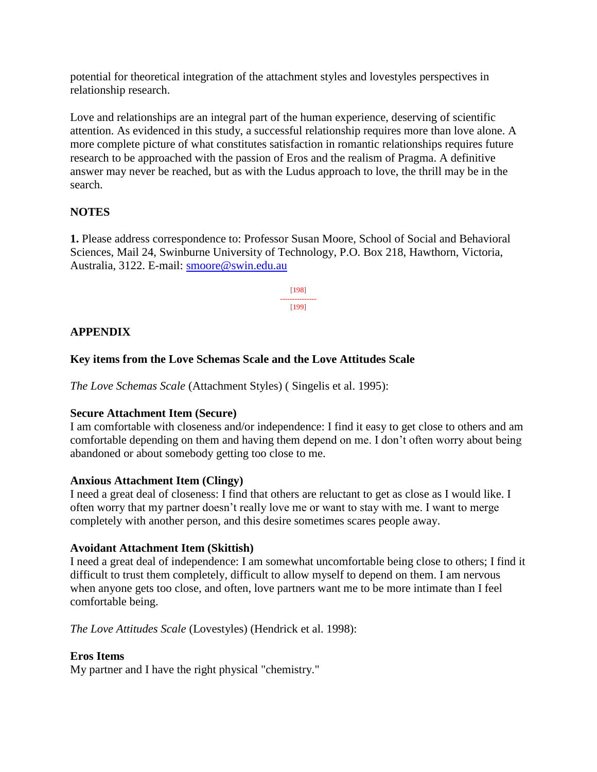potential for theoretical integration of the attachment styles and lovestyles perspectives in relationship research.

Love and relationships are an integral part of the human experience, deserving of scientific attention. As evidenced in this study, a successful relationship requires more than love alone. A more complete picture of what constitutes satisfaction in romantic relationships requires future research to be approached with the passion of Eros and the realism of Pragma. A definitive answer may never be reached, but as with the Ludus approach to love, the thrill may be in the search.

## NOTES

**1.** Please address correspondence to: Professor Susan Moore, School of Social and Behavioral Sciences, Mail 24, Swinburne University of Technology, P.O. Box 218, Hawthorn, Victoria, Australia, 3122. E-mail: smoore@swin.edu.au

## APPENDIX

### Key items from the Love Schemas Scale and the Love Attitudes Scale

*The Love Schemas Scale* (Attachment Styles) ( Singelis et al. 1995):

**Secure Attachment Item (Secure)**
I am comfortable with closeness and/or independence: I find it easy to get close to others and am comfortable depending on them and having them depend on me. I don't often worry about being abandoned or about somebody getting too close to me.

**Anxious Attachment Item (Clingy)**
I need a great deal of closeness: I find that others are reluctant to get as close as I would like. I often worry that my partner doesn't really love me or want to stay with me. I want to merge completely with another person, and this desire sometimes scares people away.

**Avoidant Attachment Item (Skittish)**
I need a great deal of independence: I am somewhat uncomfortable being close to others; I find it difficult to trust them completely, difficult to allow myself to depend on them. I am nervous when anyone gets too close, and often, love partners want me to be more intimate than I feel comfortable being.

*The Love Attitudes Scale* (Lovestyles) (Hendrick et al. 1998):

**Eros Items**
My partner and I have the right physical "chemistry."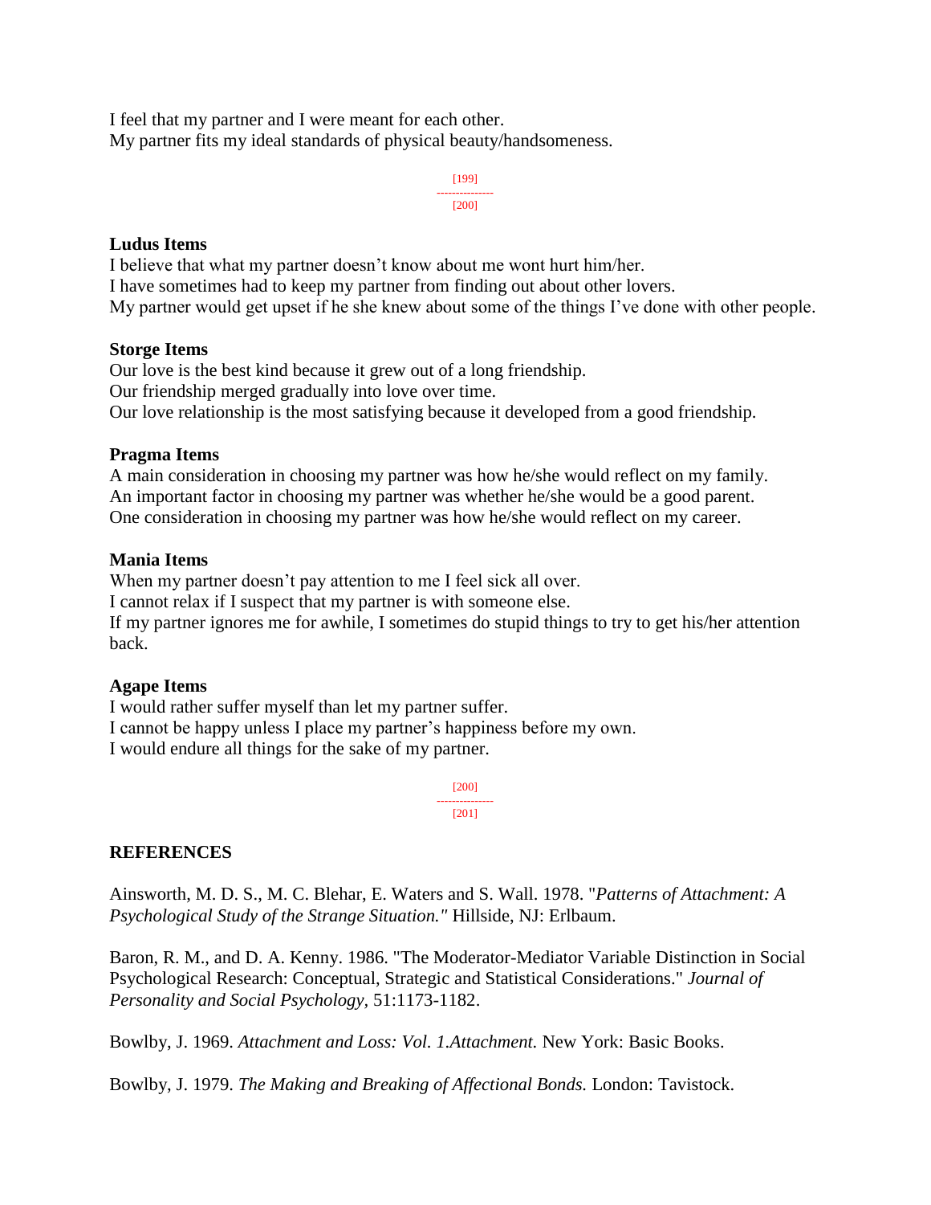I feel that my partner and I were meant for each other.
My partner fits my ideal standards of physical beauty/handsomeness.

**Ludus Items**
I believe that what my partner doesn't know about me wont hurt him/her.
I have sometimes had to keep my partner from finding out about other lovers.
My partner would get upset if he she knew about some of the things I've done with other people.

**Storge Items**
Our love is the best kind because it grew out of a long friendship.
Our friendship merged gradually into love over time.
Our love relationship is the most satisfying because it developed from a good friendship.

**Pragma Items**
A main consideration in choosing my partner was how he/she would reflect on my family.
An important factor in choosing my partner was whether he/she would be a good parent.
One consideration in choosing my partner was how he/she would reflect on my career.

**Mania Items**
When my partner doesn't pay attention to me I feel sick all over.
I cannot relax if I suspect that my partner is with someone else.
If my partner ignores me for awhile, I sometimes do stupid things to try to get his/her attention back.

**Agape Items**
I would rather suffer myself than let my partner suffer.
I cannot be happy unless I place my partner's happiness before my own.
I would endure all things for the sake of my partner.

## REFERENCES

Ainsworth, M. D. S., M. C. Blehar, E. Waters and S. Wall. 1978. "*Patterns of Attachment: A Psychological Study of the Strange Situation."* Hillside, NJ: Erlbaum.

Baron, R. M., and D. A. Kenny. 1986. "The Moderator-Mediator Variable Distinction in Social Psychological Research: Conceptual, Strategic and Statistical Considerations." *Journal of Personality and Social Psychology*, 51:1173-1182.

Bowlby, J. 1969. *Attachment and Loss: Vol. 1.Attachment.* New York: Basic Books.

Bowlby, J. 1979. *The Making and Breaking of Affectional Bonds.* London: Tavistock.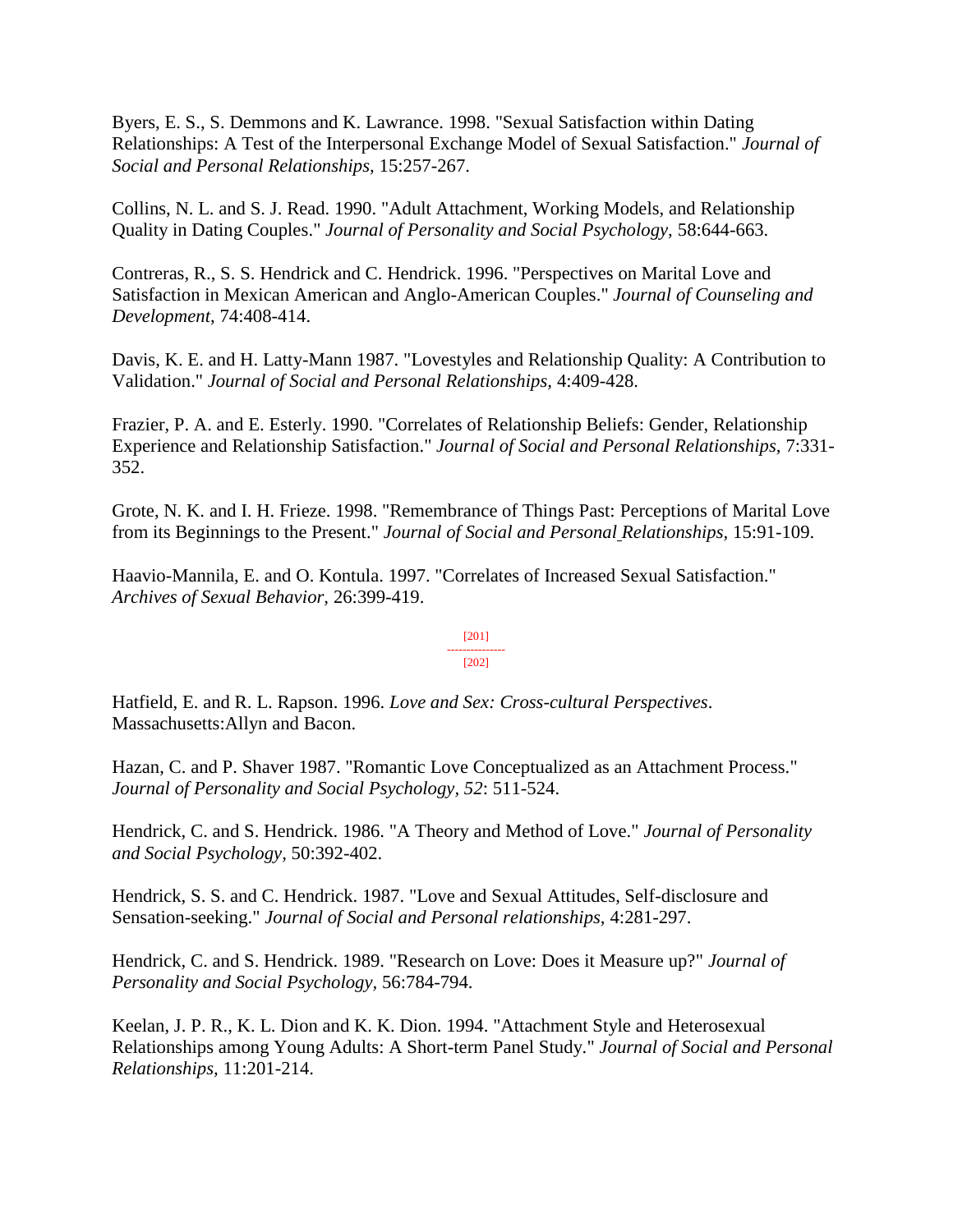Byers, E. S., S. Demmons and K. Lawrance. 1998. "Sexual Satisfaction within Dating Relationships: A Test of the Interpersonal Exchange Model of Sexual Satisfaction." *Journal of Social and Personal Relationships,* 15:257-267.

Collins, N. L. and S. J. Read. 1990. "Adult Attachment, Working Models, and Relationship Quality in Dating Couples." *Journal of Personality and Social Psychology,* 58:644-663.

Contreras, R., S. S. Hendrick and C. Hendrick. 1996. "Perspectives on Marital Love and Satisfaction in Mexican American and Anglo-American Couples." *Journal of Counseling and Development,* 74:408-414.

Davis, K. E. and H. Latty-Mann 1987. "Lovestyles and Relationship Quality: A Contribution to Validation." *Journal of Social and Personal Relationships,* 4:409-428.

Frazier, P. A. and E. Esterly. 1990. "Correlates of Relationship Beliefs: Gender, Relationship Experience and Relationship Satisfaction." *Journal of Social and Personal Relationships,* 7:331-352.

Grote, N. K. and I. H. Frieze. 1998. "Remembrance of Things Past: Perceptions of Marital Love from its Beginnings to the Present." *Journal of Social and Personal Relationships,* 15:91-109.

Haavio-Mannila, E. and O. Kontula. 1997. "Correlates of Increased Sexual Satisfaction." *Archives of Sexual Behavior,* 26:399-419.

Hatfield, E. and R. L. Rapson. 1996. *Love and Sex: Cross-cultural Perspectives*. Massachusetts:Allyn and Bacon.

Hazan, C. and P. Shaver 1987. "Romantic Love Conceptualized as an Attachment Process." *Journal of Personality and Social Psychology, 52*: 511-524.

Hendrick, C. and S. Hendrick. 1986. "A Theory and Method of Love." *Journal of Personality and Social Psychology,* 50:392-402.

Hendrick, S. S. and C. Hendrick. 1987. "Love and Sexual Attitudes, Self-disclosure and Sensation-seeking." *Journal of Social and Personal relationships,* 4:281-297.

Hendrick, C. and S. Hendrick. 1989. "Research on Love: Does it Measure up?" *Journal of Personality and Social Psychology,* 56:784-794.

Keelan, J. P. R., K. L. Dion and K. K. Dion. 1994. "Attachment Style and Heterosexual Relationships among Young Adults: A Short-term Panel Study." *Journal of Social and Personal Relationships,* 11:201-214.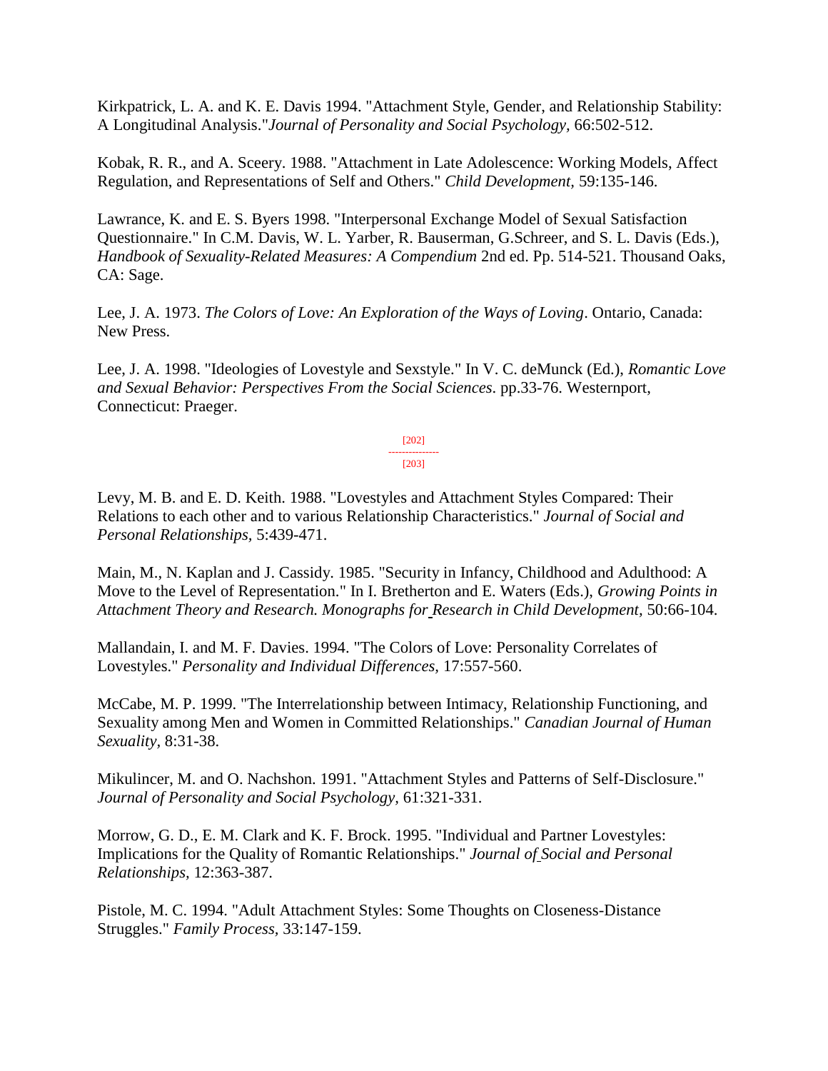Kirkpatrick, L. A. and K. E. Davis 1994. "Attachment Style, Gender, and Relationship Stability: A Longitudinal Analysis."*Journal of Personality and Social Psychology*, 66:502-512.

Kobak, R. R., and A. Sceery. 1988. "Attachment in Late Adolescence: Working Models, Affect Regulation, and Representations of Self and Others." *Child Development*, 59:135-146.

Lawrance, K. and E. S. Byers 1998. "Interpersonal Exchange Model of Sexual Satisfaction Questionnaire." In C.M. Davis, W. L. Yarber, R. Bauserman, G.Schreer, and S. L. Davis (Eds.), *Handbook of Sexuality-Related Measures: A Compendium* 2nd ed. Pp. 514-521. Thousand Oaks, CA: Sage.

Lee, J. A. 1973. *The Colors of Love: An Exploration of the Ways of Loving*. Ontario, Canada: New Press.

Lee, J. A. 1998. "Ideologies of Lovestyle and Sexstyle." In V. C. deMunck (Ed.), *Romantic Love and Sexual Behavior: Perspectives From the Social Sciences*. pp.33-76. Westernport, Connecticut: Praeger.

Levy, M. B. and E. D. Keith. 1988. "Lovestyles and Attachment Styles Compared: Their Relations to each other and to various Relationship Characteristics." *Journal of Social and Personal Relationships*, 5:439-471.

Main, M., N. Kaplan and J. Cassidy. 1985. "Security in Infancy, Childhood and Adulthood: A Move to the Level of Representation." In I. Bretherton and E. Waters (Eds.), *Growing Points in Attachment Theory and Research. Monographs for Research in Child Development*, 50:66-104.

Mallandain, I. and M. F. Davies. 1994. "The Colors of Love: Personality Correlates of Lovestyles." *Personality and Individual Differences*, 17:557-560.

McCabe, M. P. 1999. "The Interrelationship between Intimacy, Relationship Functioning, and Sexuality among Men and Women in Committed Relationships." *Canadian Journal of Human Sexuality*, 8:31-38.

Mikulincer, M. and O. Nachshon. 1991. "Attachment Styles and Patterns of Self-Disclosure." *Journal of Personality and Social Psychology*, 61:321-331.

Morrow, G. D., E. M. Clark and K. F. Brock. 1995. "Individual and Partner Lovestyles: Implications for the Quality of Romantic Relationships." *Journal of Social and Personal Relationships*, 12:363-387.

Pistole, M. C. 1994. "Adult Attachment Styles: Some Thoughts on Closeness-Distance Struggles." *Family Process*, 33:147-159.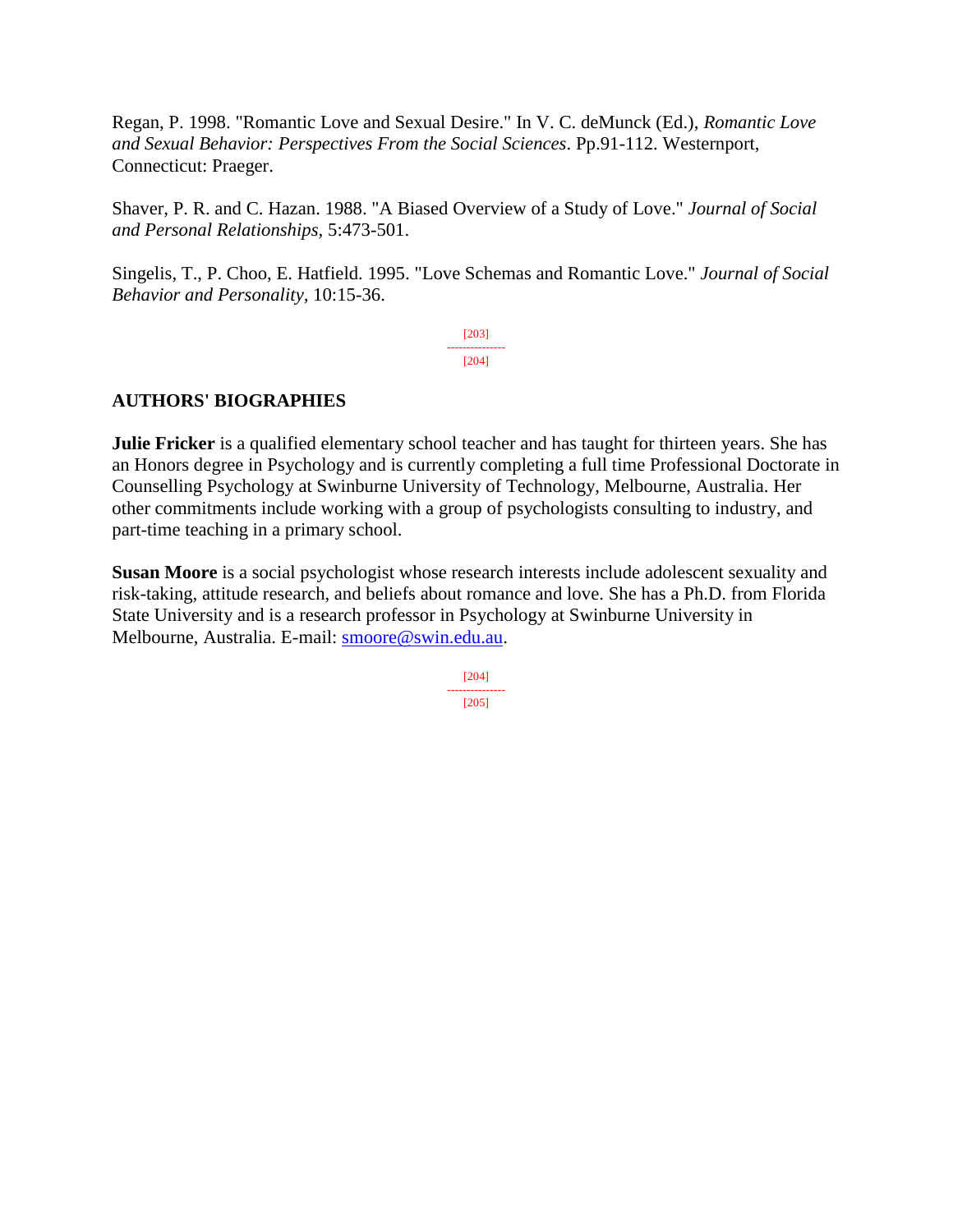Regan, P. 1998. "Romantic Love and Sexual Desire." In V. C. deMunck (Ed.), *Romantic Love and Sexual Behavior: Perspectives From the Social Sciences*. Pp.91-112. Westernport, Connecticut: Praeger.

Shaver, P. R. and C. Hazan. 1988. "A Biased Overview of a Study of Love." *Journal of Social and Personal Relationships*, 5:473-501.

Singelis, T., P. Choo, E. Hatfield. 1995. "Love Schemas and Romantic Love." *Journal of Social Behavior and Personality*, 10:15-36.

## AUTHORS' BIOGRAPHIES

**Julie Fricker** is a qualified elementary school teacher and has taught for thirteen years. She has an Honors degree in Psychology and is currently completing a full time Professional Doctorate in Counselling Psychology at Swinburne University of Technology, Melbourne, Australia. Her other commitments include working with a group of psychologists consulting to industry, and part-time teaching in a primary school.

**Susan Moore** is a social psychologist whose research interests include adolescent sexuality and risk-taking, attitude research, and beliefs about romance and love. She has a Ph.D. from Florida State University and is a research professor in Psychology at Swinburne University in Melbourne, Australia. E-mail: smoore@swin.edu.au.